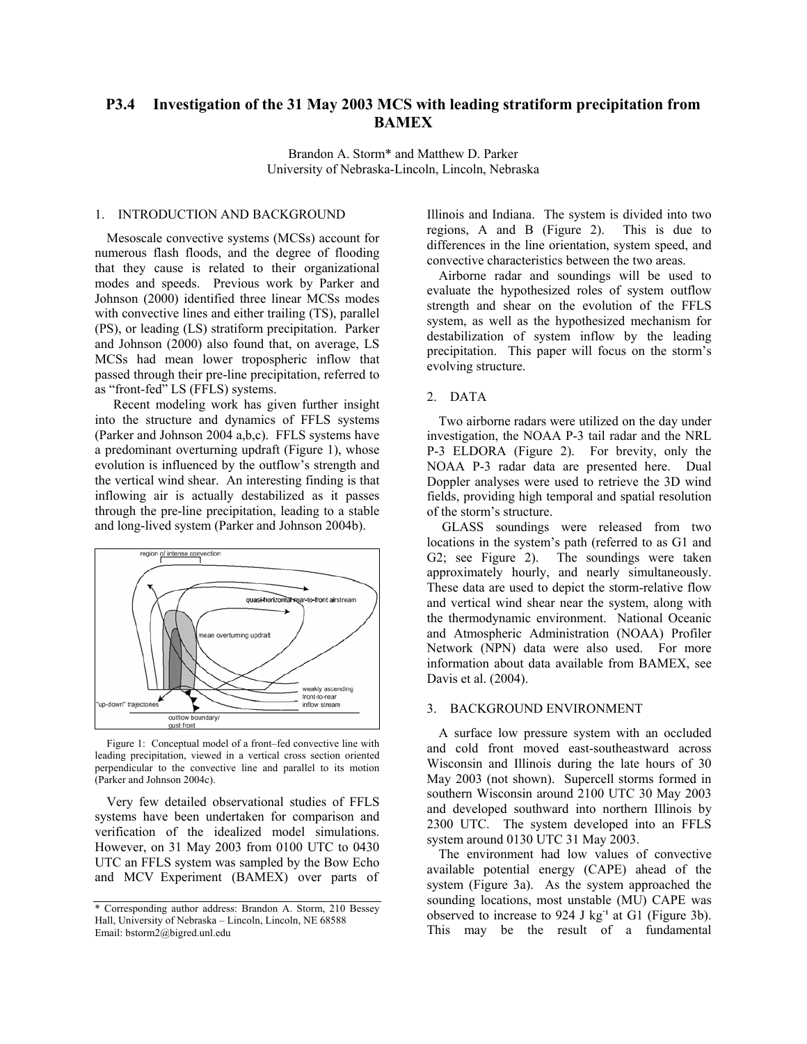# P3.4 Investigation of the 31 May 2003 MCS with leading stratiform precipitation from BAMEX

Brandon A. Storm* and Matthew D. Parker
University of Nebraska-Lincoln, Lincoln, Nebraska

## 1. INTRODUCTION AND BACKGROUND

Mesoscale convective systems (MCSs) account for numerous flash floods, and the degree of flooding that they cause is related to their organizational modes and speeds. Previous work by Parker and Johnson (2000) identified three linear MCSs modes with convective lines and either trailing (TS), parallel (PS), or leading (LS) stratiform precipitation. Parker and Johnson (2000) also found that, on average, LS MCSs had mean lower tropospheric inflow that passed through their pre-line precipitation, referred to as "front-fed" LS (FFLS) systems.

Recent modeling work has given further insight into the structure and dynamics of FFLS systems (Parker and Johnson 2004 a,b,c). FFLS systems have a predominant overturning updraft (Figure 1), whose evolution is influenced by the outflow's strength and the vertical wind shear. An interesting finding is that inflowing air is actually destabilized as it passes through the pre-line precipitation, leading to a stable and long-lived system (Parker and Johnson 2004b).

Figure 1: Conceptual model of a front–fed convective line with leading precipitation, viewed in a vertical cross section oriented perpendicular to the convective line and parallel to its motion (Parker and Johnson 2004c).

Very few detailed observational studies of FFLS systems have been undertaken for comparison and verification of the idealized model simulations. However, on 31 May 2003 from 0100 UTC to 0430 UTC an FFLS system was sampled by the Bow Echo and MCV Experiment (BAMEX) over parts of Illinois and Indiana. The system is divided into two regions, A and B (Figure 2). This is due to differences in the line orientation, system speed, and convective characteristics between the two areas.

Airborne radar and soundings will be used to evaluate the hypothesized roles of system outflow strength and shear on the evolution of the FFLS system, as well as the hypothesized mechanism for destabilization of system inflow by the leading precipitation. This paper will focus on the storm's evolving structure.

## 2. DATA

Two airborne radars were utilized on the day under investigation, the NOAA P-3 tail radar and the NRL P-3 ELDORA (Figure 2). For brevity, only the NOAA P-3 radar data are presented here. Dual Doppler analyses were used to retrieve the 3D wind fields, providing high temporal and spatial resolution of the storm's structure.

GLASS soundings were released from two locations in the system's path (referred to as G1 and G2; see Figure 2). The soundings were taken approximately hourly, and nearly simultaneously. These data are used to depict the storm-relative flow and vertical wind shear near the system, along with the thermodynamic environment. National Oceanic and Atmospheric Administration (NOAA) Profiler Network (NPN) data were also used. For more information about data available from BAMEX, see Davis et al. (2004).

## 3. BACKGROUND ENVIRONMENT

A surface low pressure system with an occluded and cold front moved east-southeastward across Wisconsin and Illinois during the late hours of 30 May 2003 (not shown). Supercell storms formed in southern Wisconsin around 2100 UTC 30 May 2003 and developed southward into northern Illinois by 2300 UTC. The system developed into an FFLS system around 0130 UTC 31 May 2003.

The environment had low values of convective available potential energy (CAPE) ahead of the system (Figure 3a). As the system approached the sounding locations, most unstable (MU) CAPE was observed to increase to 924 J kg$^{-1}$ at G1 (Figure 3b). This may be the result of a fundamental

---

\* Corresponding author address: Brandon A. Storm, 210 Bessey Hall, University of Nebraska – Lincoln, Lincoln, NE 68588
Email: bstorm2@bigred.unl.edu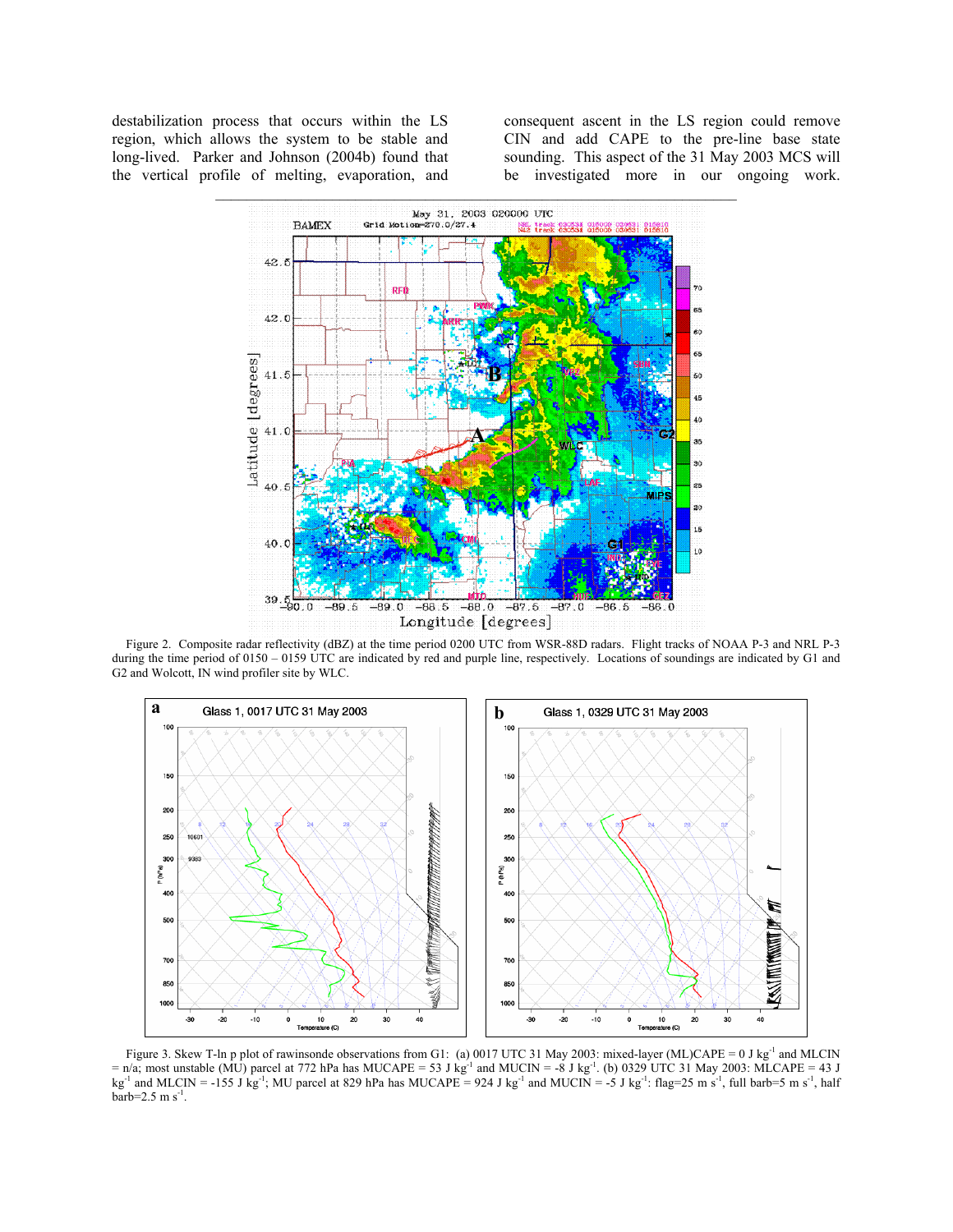destabilization process that occurs within the LS region, which allows the system to be stable and long-lived. Parker and Johnson (2004b) found that the vertical profile of melting, evaporation, and consequent ascent in the LS region could remove CIN and add CAPE to the pre-line base state sounding. This aspect of the 31 May 2003 MCS will be investigated more in our ongoing work.

Figure 2. Composite radar reflectivity (dBZ) at the time period 0200 UTC from WSR-88D radars. Flight tracks of NOAA P-3 and NRL P-3 during the time period of 0150 – 0159 UTC are indicated by red and purple line, respectively. Locations of soundings are indicated by G1 and G2 and Wolcott, IN wind profiler site by WLC.

Figure 3. Skew T-ln p plot of rawinsonde observations from G1: (a) 0017 UTC 31 May 2003: mixed-layer (ML)CAPE = 0 J kg$^{-1}$ and MLCIN = n/a; most unstable (MU) parcel at 772 hPa has MUCAPE = 53 J kg$^{-1}$ and MUCIN = -8 J kg$^{-1}$. (b) 0329 UTC 31 May 2003: MLCAPE = 43 J kg$^{-1}$ and MLCIN = -155 J kg$^{-1}$; MU parcel at 829 hPa has MUCAPE = 924 J kg$^{-1}$ and MUCIN = -5 J kg$^{-1}$: flag=25 m s$^{-1}$, full barb=5 m s$^{-1}$, half barb=2.5 m s$^{-1}$.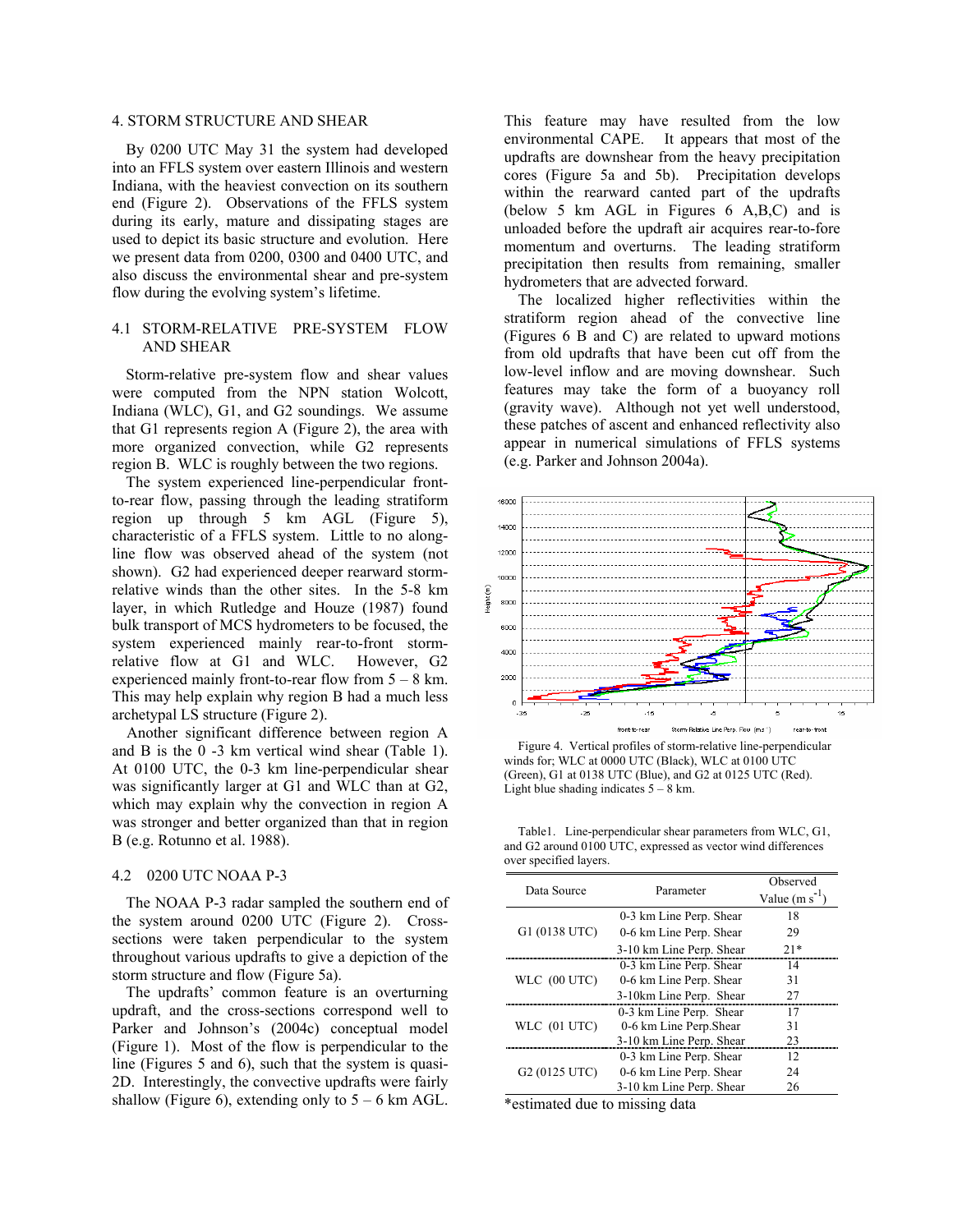## 4. STORM STRUCTURE AND SHEAR

By 0200 UTC May 31 the system had developed into an FFLS system over eastern Illinois and western Indiana, with the heaviest convection on its southern end (Figure 2). Observations of the FFLS system during its early, mature and dissipating stages are used to depict its basic structure and evolution. Here we present data from 0200, 0300 and 0400 UTC, and also discuss the environmental shear and pre-system flow during the evolving system's lifetime.

### 4.1 STORM-RELATIVE PRE-SYSTEM FLOW AND SHEAR

Storm-relative pre-system flow and shear values were computed from the NPN station Wolcott, Indiana (WLC), G1, and G2 soundings. We assume that G1 represents region A (Figure 2), the area with more organized convection, while G2 represents region B. WLC is roughly between the two regions.

The system experienced line-perpendicular front-to-rear flow, passing through the leading stratiform region up through 5 km AGL (Figure 5), characteristic of a FFLS system. Little to no along-line flow was observed ahead of the system (not shown). G2 had experienced deeper rearward storm-relative winds than the other sites. In the 5-8 km layer, in which Rutledge and Houze (1987) found bulk transport of MCS hydrometers to be focused, the system experienced mainly rear-to-front storm-relative flow at G1 and WLC. However, G2 experienced mainly front-to-rear flow from 5 – 8 km. This may help explain why region B had a much less archetypal LS structure (Figure 2).

Another significant difference between region A and B is the 0 -3 km vertical wind shear (Table 1). At 0100 UTC, the 0-3 km line-perpendicular shear was significantly larger at G1 and WLC than at G2, which may explain why the convection in region A was stronger and better organized than that in region B (e.g. Rotunno et al. 1988).

### 4.2 0200 UTC NOAA P-3

The NOAA P-3 radar sampled the southern end of the system around 0200 UTC (Figure 2). Cross-sections were taken perpendicular to the system throughout various updrafts to give a depiction of the storm structure and flow (Figure 5a).

The updrafts' common feature is an overturning updraft, and the cross-sections correspond well to Parker and Johnson's (2004c) conceptual model (Figure 1). Most of the flow is perpendicular to the line (Figures 5 and 6), such that the system is quasi-2D. Interestingly, the convective updrafts were fairly shallow (Figure 6), extending only to 5 – 6 km AGL. This feature may have resulted from the low environmental CAPE. It appears that most of the updrafts are downshear from the heavy precipitation cores (Figure 5a and 5b). Precipitation develops within the rearward canted part of the updrafts (below 5 km AGL in Figures 6 A,B,C) and is unloaded before the updraft air acquires rear-to-fore momentum and overturns. The leading stratiform precipitation then results from remaining, smaller hydrometers that are advected forward.

The localized higher reflectivities within the stratiform region ahead of the convective line (Figures 6 B and C) are related to upward motions from old updrafts that have been cut off from the low-level inflow and are moving downshear. Such features may take the form of a buoyancy roll (gravity wave). Although not yet well understood, these patches of ascent and enhanced reflectivity also appear in numerical simulations of FFLS systems (e.g. Parker and Johnson 2004a).

Figure 4. Vertical profiles of storm-relative line-perpendicular winds for; WLC at 0000 UTC (Black), WLC at 0100 UTC (Green), G1 at 0138 UTC (Blue), and G2 at 0125 UTC (Red). Light blue shading indicates 5 – 8 km.

Table1. Line-perpendicular shear parameters from WLC, G1, and G2 around 0100 UTC, expressed as vector wind differences over specified layers.

| Data Source | Parameter | Observed Value (m s$^{-1}$) |
|---|---|---|
| G1 (0138 UTC) | 0-3 km Line Perp. Shear | 18 |
| | 0-6 km Line Perp. Shear | 29 |
| | 3-10 km Line Perp. Shear | 21* |
| WLC (00 UTC) | 0-3 km Line Perp. Shear | 14 |
| | 0-6 km Line Perp. Shear | 31 |
| | 3-10km Line Perp. Shear | 27 |
| WLC (01 UTC) | 0-3 km Line Perp. Shear | 17 |
| | 0-6 km Line Perp.Shear | 31 |
| | 3-10 km Line Perp. Shear | 23 |
| G2 (0125 UTC) | 0-3 km Line Perp. Shear | 12 |
| | 0-6 km Line Perp. Shear | 24 |
| | 3-10 km Line Perp. Shear | 26 |

*estimated due to missing data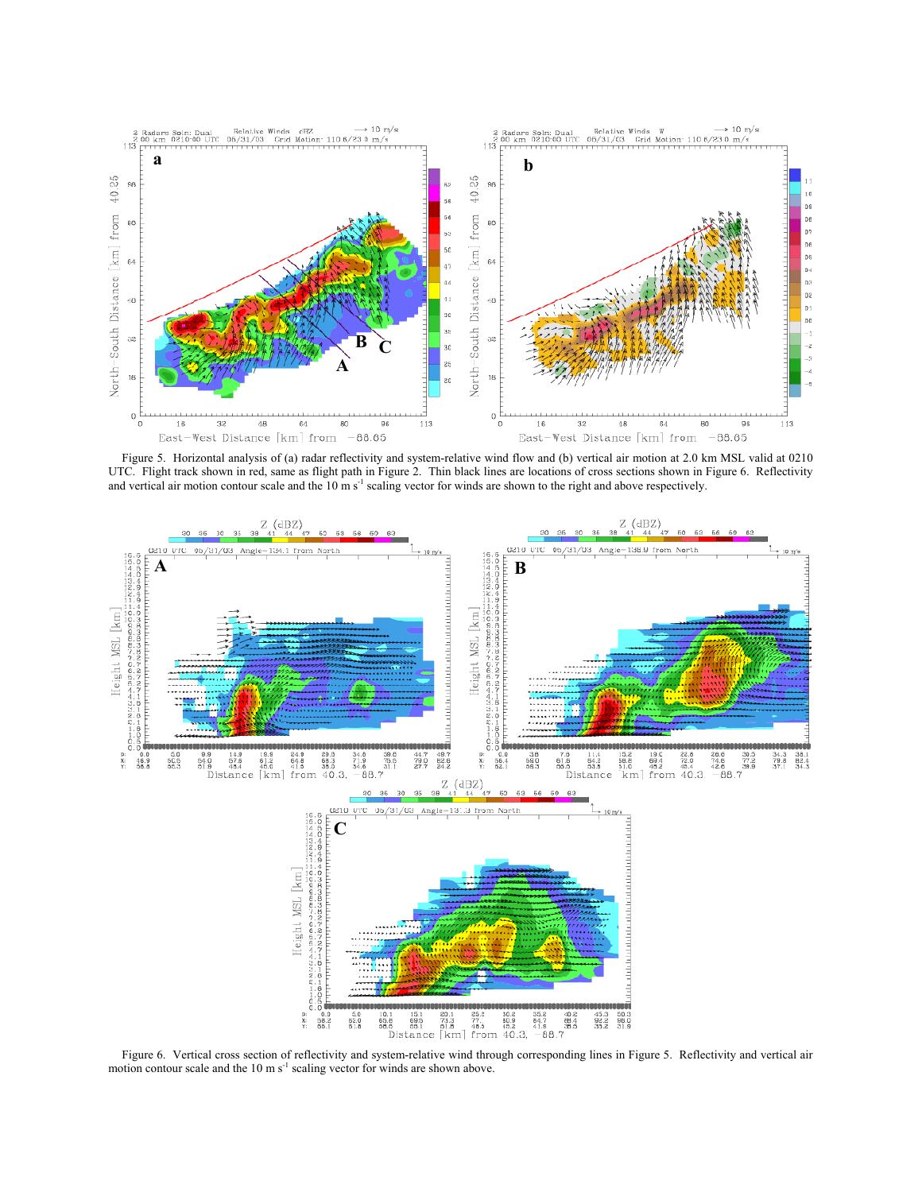Figure 5. Horizontal analysis of (a) radar reflectivity and system-relative wind flow and (b) vertical air motion at 2.0 km MSL valid at 0210 UTC. Flight track shown in red, same as flight path in Figure 2. Thin black lines are locations of cross sections shown in Figure 6. Reflectivity and vertical air motion contour scale and the 10 m s$^{-1}$ scaling vector for winds are shown to the right and above respectively.

Figure 6. Vertical cross section of reflectivity and system-relative wind through corresponding lines in Figure 5. Reflectivity and vertical air motion contour scale and the 10 m s$^{-1}$ scaling vector for winds are shown above.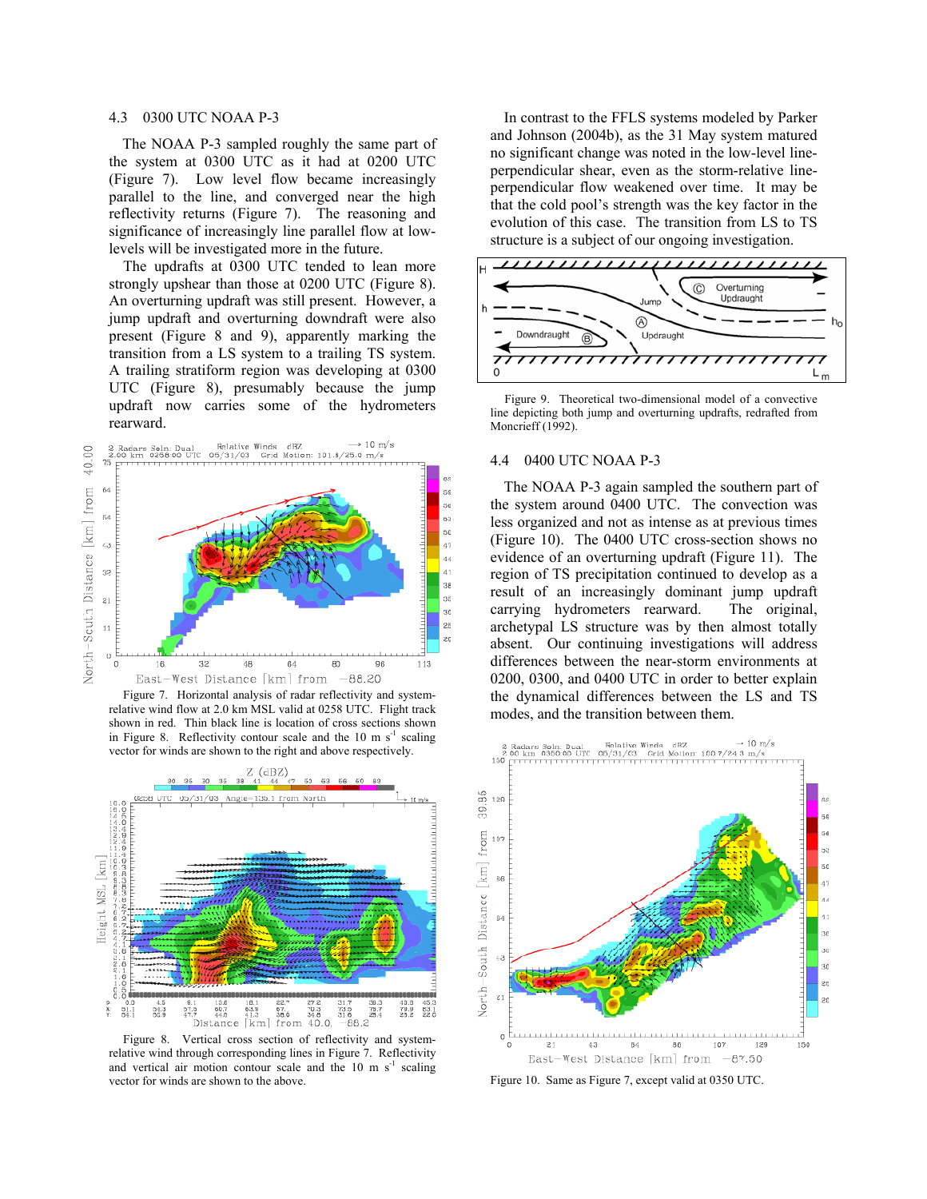### 4.3 0300 UTC NOAA P-3

The NOAA P-3 sampled roughly the same part of the system at 0300 UTC as it had at 0200 UTC (Figure 7). Low level flow became increasingly parallel to the line, and converged near the high reflectivity returns (Figure 7). The reasoning and significance of increasingly line parallel flow at low-levels will be investigated more in the future.

The updrafts at 0300 UTC tended to lean more strongly upshear than those at 0200 UTC (Figure 8). An overturning updraft was still present. However, a jump updraft and overturning downdraft were also present (Figure 8 and 9), apparently marking the transition from a LS system to a trailing TS system. A trailing stratiform region was developing at 0300 UTC (Figure 8), presumably because the jump updraft now carries some of the hydrometeors rearward.

Figure 7. Horizontal analysis of radar reflectivity and system-relative wind flow at 2.0 km MSL valid at 0258 UTC. Flight track shown in red. Thin black line is location of cross sections shown in Figure 8. Reflectivity contour scale and the 10 m s$^{-1}$ scaling vector for winds are shown to the right and above respectively.

Figure 8. Vertical cross section of reflectivity and system-relative wind through corresponding lines in Figure 7. Reflectivity and vertical air motion contour scale and the 10 m s$^{-1}$ scaling vector for winds are shown to the above.

In contrast to the FFLS systems modeled by Parker and Johnson (2004b), as the 31 May system matured no significant change was noted in the low-level line-perpendicular shear, even as the storm-relative line-perpendicular flow weakened over time. It may be that the cold pool's strength was the key factor in the evolution of this case. The transition from LS to TS structure is a subject of our ongoing investigation.

Figure 9. Theoretical two-dimensional model of a convective line depicting both jump and overturning updrafts, redrafted from Moncrieff (1992).

### 4.4 0400 UTC NOAA P-3

The NOAA P-3 again sampled the southern part of the system around 0400 UTC. The convection was less organized and not as intense as at previous times (Figure 10). The 0400 UTC cross-section shows no evidence of an overturning updraft (Figure 11). The region of TS precipitation continued to develop as a result of an increasingly dominant jump updraft carrying hydrometeors rearward. The original, archetypal LS structure was by then almost totally absent. Our continuing investigations will address differences between the near-storm environments at 0200, 0300, and 0400 UTC in order to better explain the dynamical differences between the LS and TS modes, and the transition between them.

Figure 10. Same as Figure 7, except valid at 0350 UTC.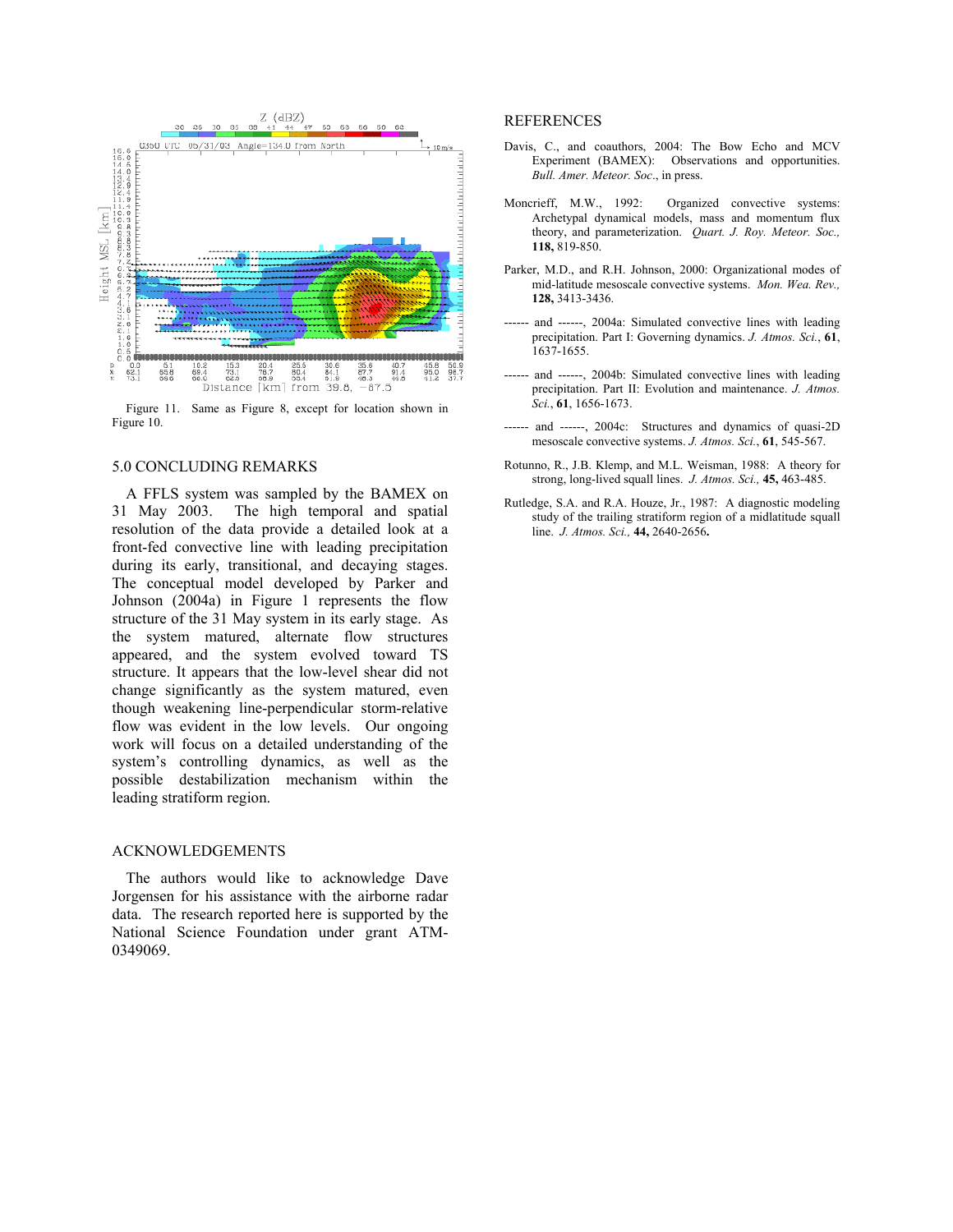Z (dBZ)

30 25 30 35 38 41 44 47 50 53 56 59 62

0350 UTC 05/31/03 Angle=134.0 from North

10 m/s

Height MSL [km]

Distance [km] from 39.8, −87.5

Figure 11. Same as Figure 8, except for location shown in Figure 10.

## 5.0 CONCLUDING REMARKS

A FFLS system was sampled by the BAMEX on 31 May 2003. The high temporal and spatial resolution of the data provide a detailed look at a front-fed convective line with leading precipitation during its early, transitional, and decaying stages. The conceptual model developed by Parker and Johnson (2004a) in Figure 1 represents the flow structure of the 31 May system in its early stage. As the system matured, alternate flow structures appeared, and the system evolved toward TS structure. It appears that the low-level shear did not change significantly as the system matured, even though weakening line-perpendicular storm-relative flow was evident in the low levels. Our ongoing work will focus on a detailed understanding of the system's controlling dynamics, as well as the possible destabilization mechanism within the leading stratiform region.

## ACKNOWLEDGEMENTS

The authors would like to acknowledge Dave Jorgensen for his assistance with the airborne radar data. The research reported here is supported by the National Science Foundation under grant ATM-0349069.

## REFERENCES

Davis, C., and coauthors, 2004: The Bow Echo and MCV Experiment (BAMEX): Observations and opportunities. *Bull. Amer. Meteor. Soc.*, in press.

Moncrieff, M.W., 1992: Organized convective systems: Archetypal dynamical models, mass and momentum flux theory, and parameterization. *Quart. J. Roy. Meteor. Soc.,* **118,** 819-850.

Parker, M.D., and R.H. Johnson, 2000: Organizational modes of mid-latitude mesoscale convective systems. *Mon. Wea. Rev.,* **128,** 3413-3436.

------ and ------, 2004a: Simulated convective lines with leading precipitation. Part I: Governing dynamics. *J. Atmos. Sci.*, **61**, 1637-1655.

------ and ------, 2004b: Simulated convective lines with leading precipitation. Part II: Evolution and maintenance. *J. Atmos. Sci.*, **61**, 1656-1673.

------ and ------, 2004c: Structures and dynamics of quasi-2D mesoscale convective systems. *J. Atmos. Sci.*, **61**, 545-567.

Rotunno, R., J.B. Klemp, and M.L. Weisman, 1988: A theory for strong, long-lived squall lines. *J. Atmos. Sci.,* **45,** 463-485.

Rutledge, S.A. and R.A. Houze, Jr., 1987: A diagnostic modeling study of the trailing stratiform region of a midlatitude squall line. *J. Atmos. Sci.,* **44,** 2640-2656**.**